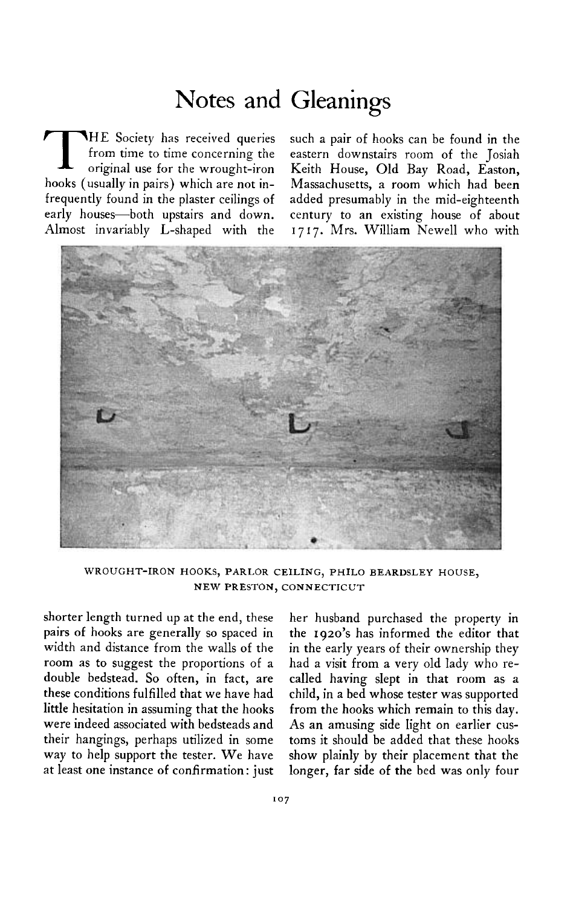# Notes and Gleanings

THE Society has received queries from time to time concerning the original use for the wrought-iron hooks (usually in pairs) which are not infrequently found in the plaster ceilings of early houses—both upstairs and down. Almost invariably L-shaped with the shorter length turned up at the end, these pairs of hooks are generally so spaced in width and distance from the walls of the room as to suggest the proportions of a double bedstead. So often, in fact, are these conditions fulfilled that we have had little hesitation in assuming that the hooks were indeed associated with bedsteads and their hangings, perhaps utilized in some way to help support the tester. We have at least one instance of confirmation: just such a pair of hooks can be found in the eastern downstairs room of the Josiah Keith House, Old Bay Road, Easton, Massachusetts, a room which had been added presumably in the mid-eighteenth century to an existing house of about 1717. Mrs. William Newell who with her husband purchased the property in the 1920's has informed the editor that in the early years of their ownership they had a visit from a very old lady who recalled having slept in that room as a child, in a bed whose tester was supported from the hooks which remain to this day. As an amusing side light on earlier customs it should be added that these hooks show plainly by their placement that the longer, far side of the bed was only four

WROUGHT-IRON HOOKS, PARLOR CEILING, PHILO BEARDSLEY HOUSE, NEW PRESTON, CONNECTICUT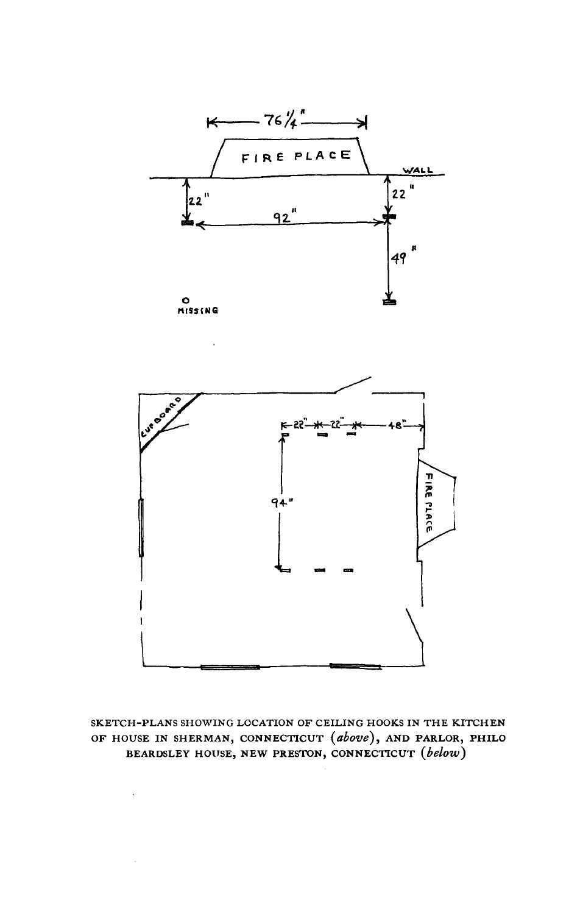SKETCH-PLANS SHOWING LOCATION OF CEILING HOOKS IN THE KITCHEN OF HOUSE IN SHERMAN, CONNECTICUT (*above*), AND PARLOR, PHILO BEARDSLEY HOUSE, NEW PRESTON, CONNECTICUT (*below*)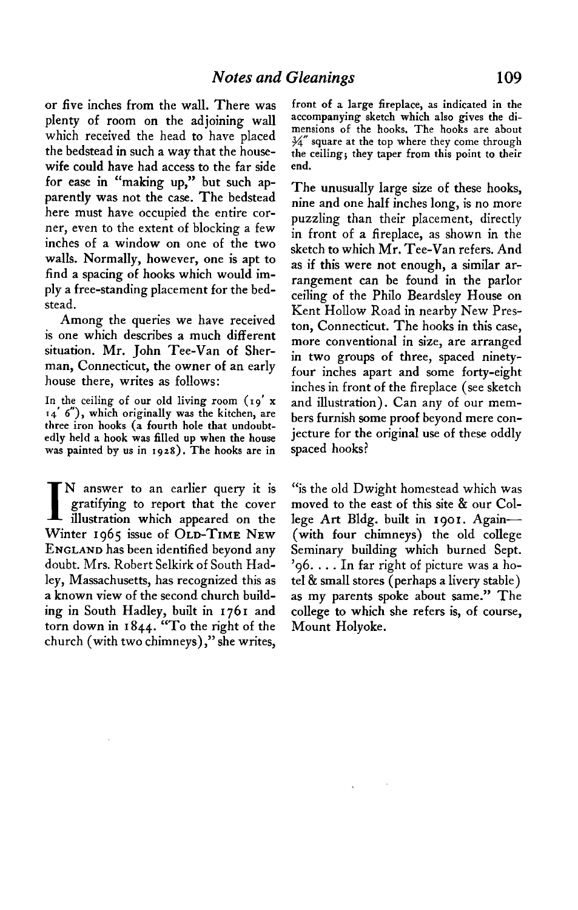or five inches from the wall. There was plenty of room on the adjoining wall which received the head to have placed the bedstead in such a way that the housewife could have had access to the far side for ease in "making up," but such apparently was not the case. The bedstead here must have occupied the entire corner, even to the extent of blocking a few inches of a window on one of the two walls. Normally, however, one is apt to find a spacing of hooks which would imply a free-standing placement for the bedstead.

Among the queries we have received is one which describes a much different situation. Mr. John Tee-Van of Sherman, Connecticut, the owner of an early house there, writes as follows:

In the ceiling of our old living room (19' x 14' 6"), which originally was the kitchen, are three iron hooks (a fourth hole that undoubtedly held a hook was filled up when the house was painted by us in 1928). The hooks are in front of a large fireplace, as indicated in the accompanying sketch which also gives the dimensions of the hooks. The hooks are about ¾" square at the top where they come through the ceiling; they taper from this point to their end.

The unusually large size of these hooks, nine and one half inches long, is no more puzzling than their placement, directly in front of a fireplace, as shown in the sketch to which Mr. Tee-Van refers. And as if this were not enough, a similar arrangement can be found in the parlor ceiling of the Philo Beardsley House on Kent Hollow Road in nearby New Preston, Connecticut. The hooks in this case, more conventional in size, are arranged in two groups of three, spaced ninety-four inches apart and some forty-eight inches in front of the fireplace (see sketch and illustration). Can any of our members furnish some proof beyond mere conjecture for the original use of these oddly spaced hooks?

In answer to an earlier query it is gratifying to report that the cover illustration which appeared on the Winter 1965 issue of Old-Time New England has been identified beyond any doubt. Mrs. Robert Selkirk of South Hadley, Massachusetts, has recognized this as a known view of the second church building in South Hadley, built in 1761 and torn down in 1844. "To the right of the church (with two chimneys)," she writes, "is the old Dwight homestead which was moved to the east of this site & our College Art Bldg. built in 1901. Again—(with four chimneys) the old college Seminary building which burned Sept. '96. . . . In far right of picture was a hotel & small stores (perhaps a livery stable) as my parents spoke about same." The college to which she refers is, of course, Mount Holyoke.